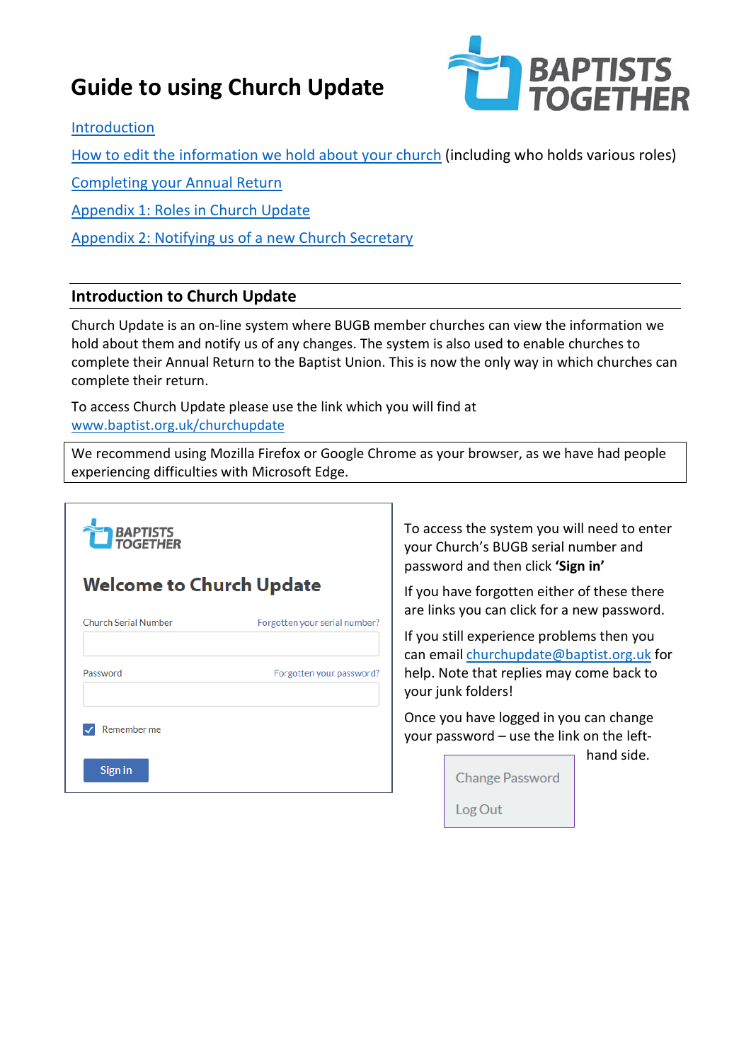# Guide to using Church Update

[Introduction](#)

[How to edit the information we hold about your church](#) (including who holds various roles)

[Completing your Annual Return](#)

[Appendix 1: Roles in Church Update](#)

[Appendix 2: Notifying us of a new Church Secretary](#)

## Introduction to Church Update

Church Update is an on-line system where BUGB member churches can view the information we hold about them and notify us of any changes. The system is also used to enable churches to complete their Annual Return to the Baptist Union. This is now the only way in which churches can complete their return.

To access Church Update please use the link which you will find at [www.baptist.org.uk/churchupdate](www.baptist.org.uk/churchupdate)

> We recommend using Mozilla Firefox or Google Chrome as your browser, as we have had people experiencing difficulties with Microsoft Edge.

BAPTISTS TOGETHER

**Welcome to Church Update**

Church Serial Number — Forgotten your serial number?

Password — Forgotten your password?

Remember me

Sign in

To access the system you will need to enter your Church's BUGB serial number and password and then click **'Sign in'**

If you have forgotten either of these there are links you can click for a new password.

If you still experience problems then you can email [churchupdate@baptist.org.uk](mailto:churchupdate@baptist.org.uk) for help. Note that replies may come back to your junk folders!

Once you have logged in you can change your password – use the link on the left-hand side.

Change Password

Log Out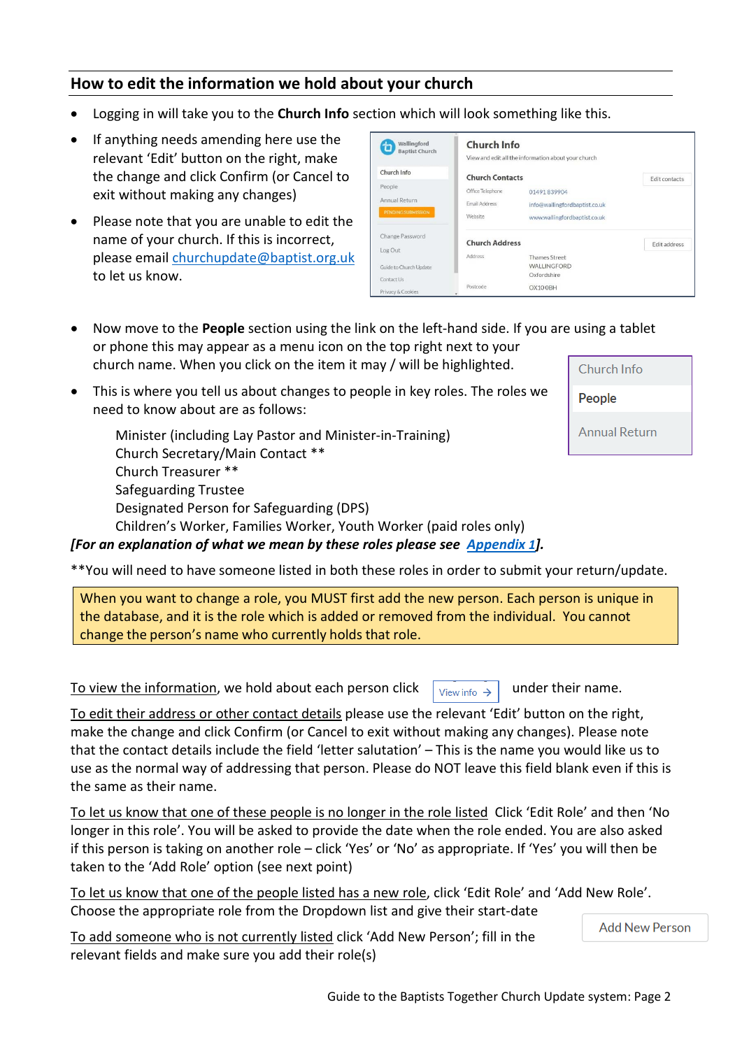## How to edit the information we hold about your church

- Logging in will take you to the **Church Info** section which will look something like this.
- If anything needs amending here use the relevant 'Edit' button on the right, make the change and click Confirm (or Cancel to exit without making any changes)
- Please note that you are unable to edit the name of your church. If this is incorrect, please email churchupdate@baptist.org.uk to let us know.

- Now move to the **People** section using the link on the left-hand side. If you are using a tablet or phone this may appear as a menu icon on the top right next to your church name. When you click on the item it may / will be highlighted.
- This is where you tell us about changes to people in key roles. The roles we need to know about are as follows:

  Minister (including Lay Pastor and Minister-in-Training)
  Church Secretary/Main Contact **
  Church Treasurer **
  Safeguarding Trustee
  Designated Person for Safeguarding (DPS)
  Children's Worker, Families Worker, Youth Worker (paid roles only)

***[For an explanation of what we mean by these roles please see Appendix 1].***

**You will need to have someone listed in both these roles in order to submit your return/update.

When you want to change a role, you MUST first add the new person. Each person is unique in the database, and it is the role which is added or removed from the individual. You cannot change the person's name who currently holds that role.

To view the information, we hold about each person click View info → under their name.

To edit their address or other contact details please use the relevant 'Edit' button on the right, make the change and click Confirm (or Cancel to exit without making any changes). Please note that the contact details include the field 'letter salutation' – This is the name you would like us to use as the normal way of addressing that person. Please do NOT leave this field blank even if this is the same as their name.

To let us know that one of these people is no longer in the role listed Click 'Edit Role' and then 'No longer in this role'. You will be asked to provide the date when the role ended. You are also asked if this person is taking on another role – click 'Yes' or 'No' as appropriate. If 'Yes' you will then be taken to the 'Add Role' option (see next point)

To let us know that one of the people listed has a new role, click 'Edit Role' and 'Add New Role'. Choose the appropriate role from the Dropdown list and give their start-date

To add someone who is not currently listed click 'Add New Person'; fill in the relevant fields and make sure you add their role(s)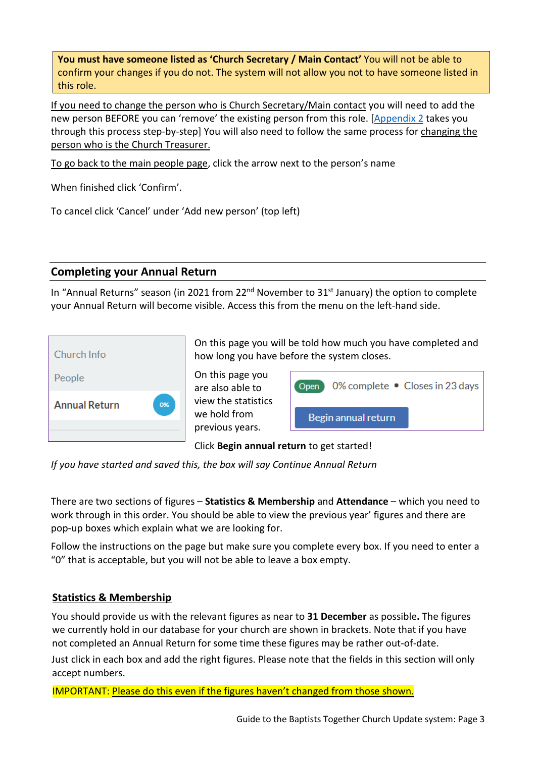**You must have someone listed as 'Church Secretary / Main Contact'** You will not be able to confirm your changes if you do not. The system will not allow you not to have someone listed in this role.

If you need to change the person who is Church Secretary/Main contact you will need to add the new person BEFORE you can 'remove' the existing person from this role. [Appendix 2 takes you through this process step-by-step] You will also need to follow the same process for changing the person who is the Church Treasurer.

To go back to the main people page, click the arrow next to the person's name

When finished click 'Confirm'.

To cancel click 'Cancel' under 'Add new person' (top left)

## Completing your Annual Return

In "Annual Returns" season (in 2021 from 22nd November to 31st January) the option to complete your Annual Return will become visible. Access this from the menu on the left-hand side.

Church Info
People
Annual Return 0%

On this page you will be told how much you have completed and how long you have before the system closes.

On this page you are also able to view the statistics we hold from previous years.

Open 0% complete • Closes in 23 days
Begin annual return

Click **Begin annual return** to get started!

*If you have started and saved this, the box will say Continue Annual Return*

There are two sections of figures – **Statistics & Membership** and **Attendance** – which you need to work through in this order. You should be able to view the previous year' figures and there are pop-up boxes which explain what we are looking for.

Follow the instructions on the page but make sure you complete every box. If you need to enter a "0" that is acceptable, but you will not be able to leave a box empty.

### Statistics & Membership

You should provide us with the relevant figures as near to **31 December** as possible**.** The figures we currently hold in our database for your church are shown in brackets. Note that if you have not completed an Annual Return for some time these figures may be rather out-of-date.

Just click in each box and add the right figures. Please note that the fields in this section will only accept numbers.

IMPORTANT: Please do this even if the figures haven't changed from those shown.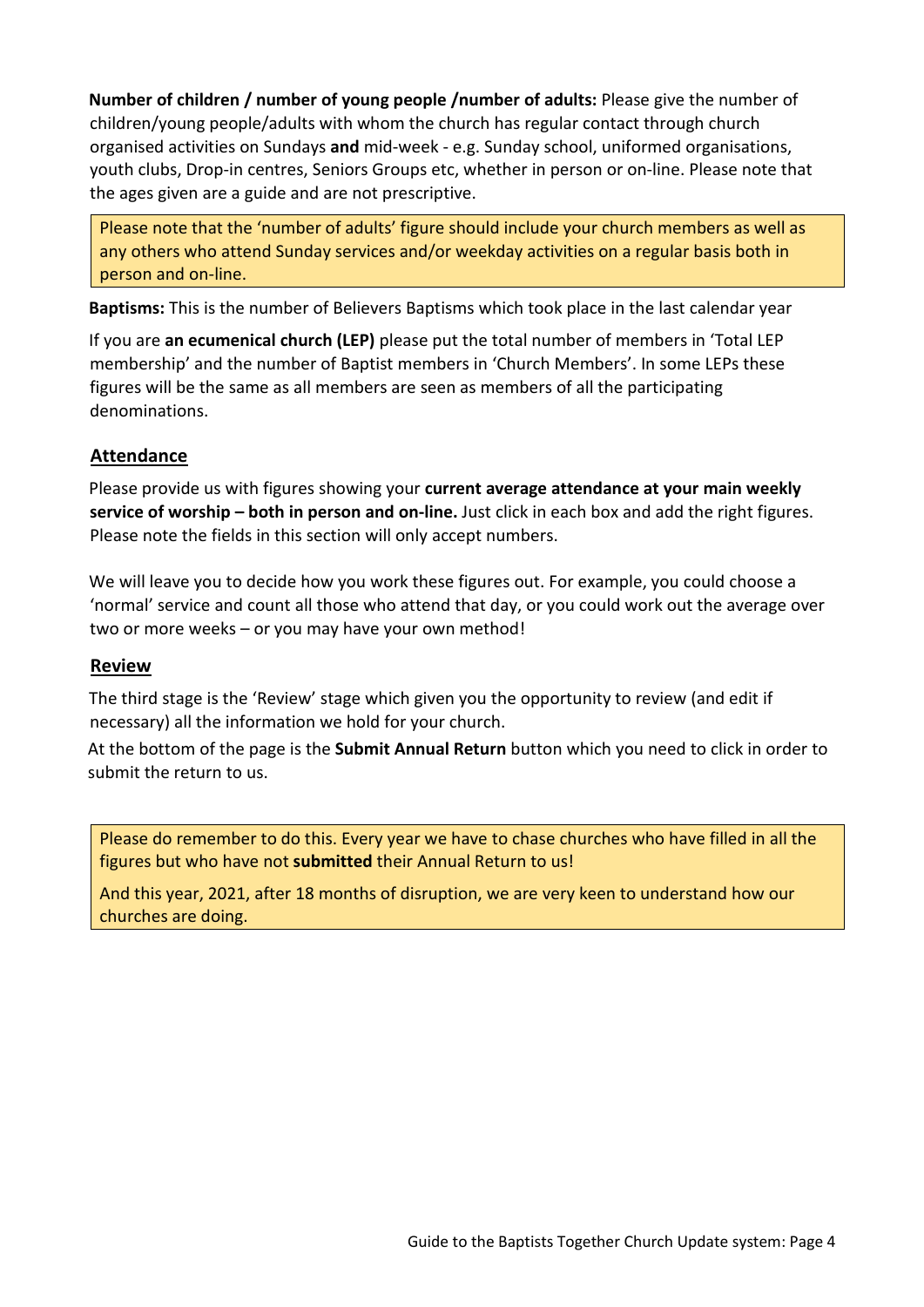**Number of children / number of young people /number of adults:** Please give the number of children/young people/adults with whom the church has regular contact through church organised activities on Sundays **and** mid-week - e.g. Sunday school, uniformed organisations, youth clubs, Drop-in centres, Seniors Groups etc, whether in person or on-line. Please note that the ages given are a guide and are not prescriptive.

> Please note that the 'number of adults' figure should include your church members as well as any others who attend Sunday services and/or weekday activities on a regular basis both in person and on-line.

**Baptisms:** This is the number of Believers Baptisms which took place in the last calendar year

If you are **an ecumenical church (LEP)** please put the total number of members in 'Total LEP membership' and the number of Baptist members in 'Church Members'. In some LEPs these figures will be the same as all members are seen as members of all the participating denominations.

## Attendance

Please provide us with figures showing your **current average attendance at your main weekly service of worship – both in person and on-line.** Just click in each box and add the right figures. Please note the fields in this section will only accept numbers.

We will leave you to decide how you work these figures out. For example, you could choose a 'normal' service and count all those who attend that day, or you could work out the average over two or more weeks – or you may have your own method!

## Review

The third stage is the 'Review' stage which given you the opportunity to review (and edit if necessary) all the information we hold for your church.

At the bottom of the page is the **Submit Annual Return** button which you need to click in order to submit the return to us.

> Please do remember to do this. Every year we have to chase churches who have filled in all the figures but who have not **submitted** their Annual Return to us!
>
> And this year, 2021, after 18 months of disruption, we are very keen to understand how our churches are doing.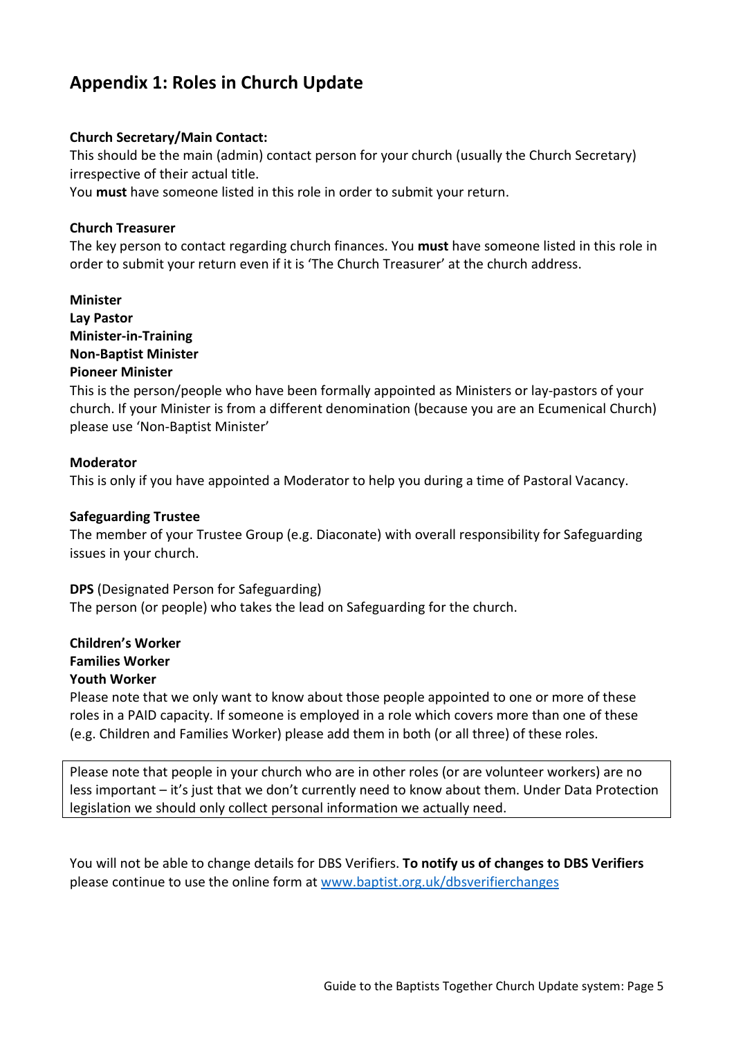## Appendix 1: Roles in Church Update

**Church Secretary/Main Contact:**
This should be the main (admin) contact person for your church (usually the Church Secretary) irrespective of their actual title.
You **must** have someone listed in this role in order to submit your return.

**Church Treasurer**
The key person to contact regarding church finances. You **must** have someone listed in this role in order to submit your return even if it is 'The Church Treasurer' at the church address.

**Minister**
**Lay Pastor**
**Minister-in-Training**
**Non-Baptist Minister**
**Pioneer Minister**
This is the person/people who have been formally appointed as Ministers or lay-pastors of your church. If your Minister is from a different denomination (because you are an Ecumenical Church) please use 'Non-Baptist Minister'

**Moderator**
This is only if you have appointed a Moderator to help you during a time of Pastoral Vacancy.

**Safeguarding Trustee**
The member of your Trustee Group (e.g. Diaconate) with overall responsibility for Safeguarding issues in your church.

**DPS** (Designated Person for Safeguarding)
The person (or people) who takes the lead on Safeguarding for the church.

**Children's Worker**
**Families Worker**
**Youth Worker**
Please note that we only want to know about those people appointed to one or more of these roles in a PAID capacity. If someone is employed in a role which covers more than one of these (e.g. Children and Families Worker) please add them in both (or all three) of these roles.

Please note that people in your church who are in other roles (or are volunteer workers) are no less important – it's just that we don't currently need to know about them. Under Data Protection legislation we should only collect personal information we actually need.

You will not be able to change details for DBS Verifiers. **To notify us of changes to DBS Verifiers** please continue to use the online form at www.baptist.org.uk/dbsverifierchanges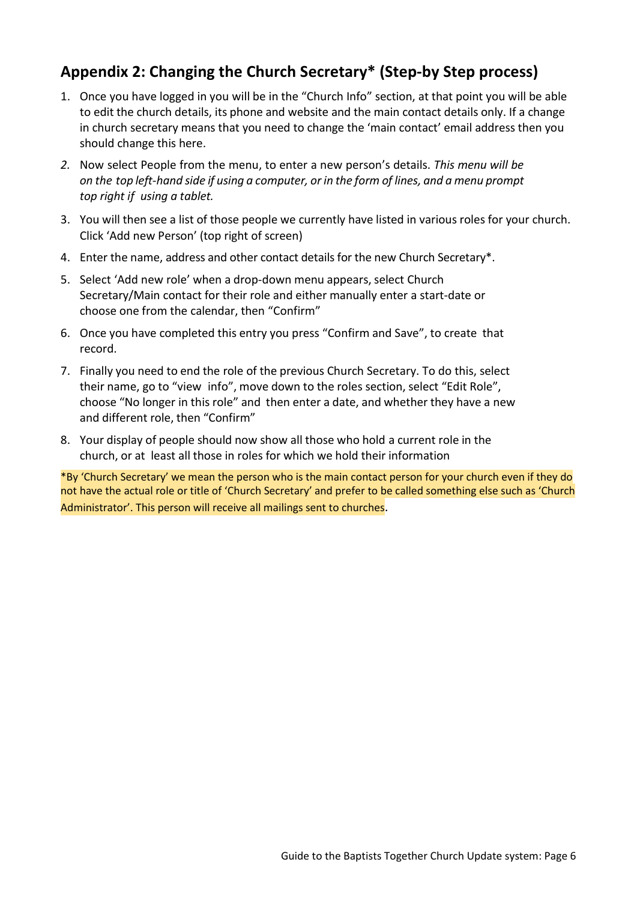## Appendix 2: Changing the Church Secretary* (Step-by Step process)

1. Once you have logged in you will be in the "Church Info" section, at that point you will be able to edit the church details, its phone and website and the main contact details only. If a change in church secretary means that you need to change the 'main contact' email address then you should change this here.
2. Now select People from the menu, to enter a new person's details. *This menu will be on the top left-hand side if using a computer, or in the form of lines, and a menu prompt top right if using a tablet.*
3. You will then see a list of those people we currently have listed in various roles for your church. Click 'Add new Person' (top right of screen)
4. Enter the name, address and other contact details for the new Church Secretary*.
5. Select 'Add new role' when a drop-down menu appears, select Church Secretary/Main contact for their role and either manually enter a start-date or choose one from the calendar, then "Confirm"
6. Once you have completed this entry you press "Confirm and Save", to create that record.
7. Finally you need to end the role of the previous Church Secretary. To do this, select their name, go to "view info", move down to the roles section, select "Edit Role", choose "No longer in this role" and then enter a date, and whether they have a new and different role, then "Confirm"
8. Your display of people should now show all those who hold a current role in the church, or at least all those in roles for which we hold their information

*By 'Church Secretary' we mean the person who is the main contact person for your church even if they do not have the actual role or title of 'Church Secretary' and prefer to be called something else such as 'Church Administrator'. This person will receive all mailings sent to churches.